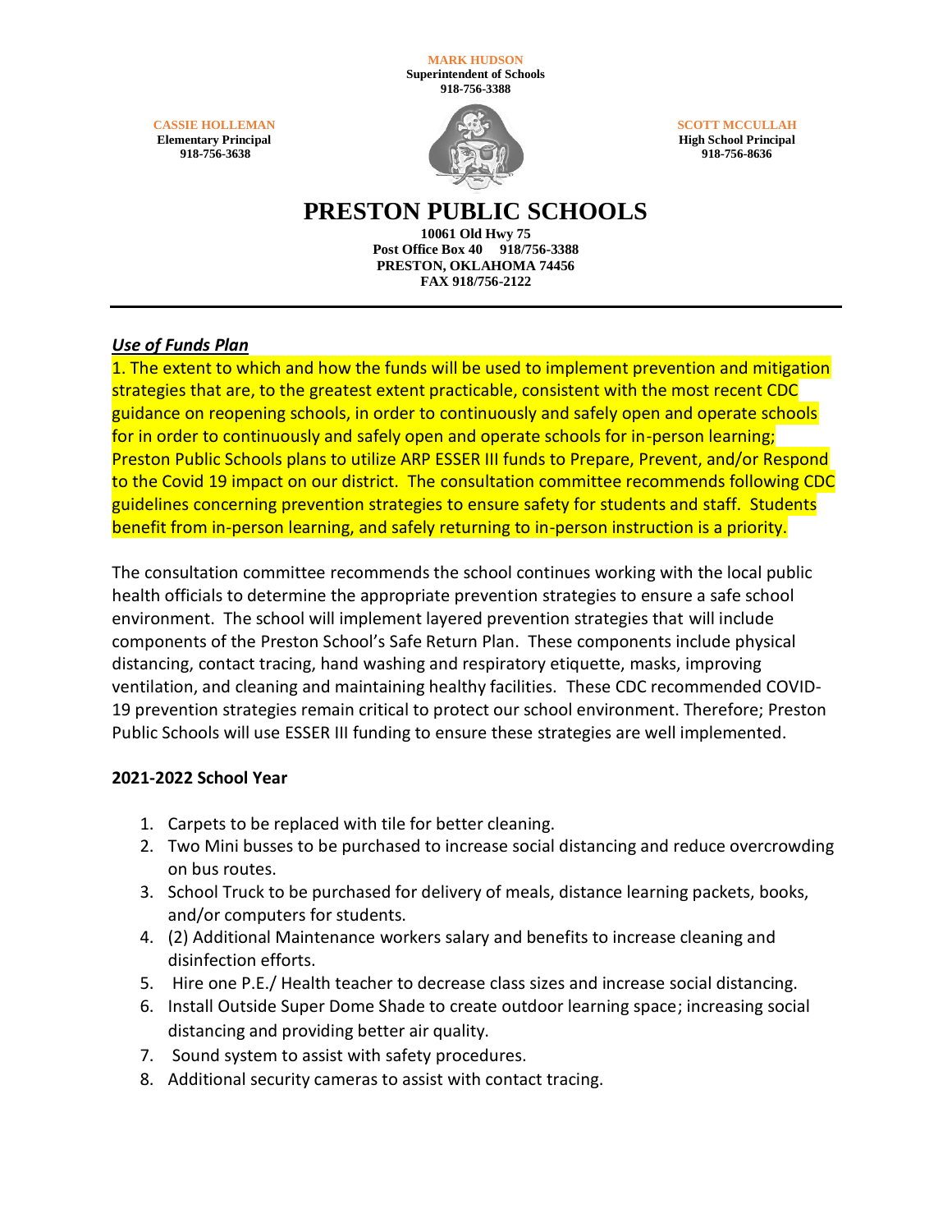**MARK HUDSON**
**Superintendent of Schools**
**918-756-3388**

**CASSIE HOLLEMAN**
**Elementary Principal**
**918-756-3638**

**SCOTT MCCULLAH**
**High School Principal**
**918-756-8636**

# PRESTON PUBLIC SCHOOLS

**10061 Old Hwy 75**
**Post Office Box 40 918/756-3388**
**PRESTON, OKLAHOMA 74456**
**FAX 918/756-2122**

---

***Use of Funds Plan***

1. The extent to which and how the funds will be used to implement prevention and mitigation strategies that are, to the greatest extent practicable, consistent with the most recent CDC guidance on reopening schools, in order to continuously and safely open and operate schools for in order to continuously and safely open and operate schools for in-person learning; Preston Public Schools plans to utilize ARP ESSER III funds to Prepare, Prevent, and/or Respond to the Covid 19 impact on our district. The consultation committee recommends following CDC guidelines concerning prevention strategies to ensure safety for students and staff. Students benefit from in-person learning, and safely returning to in-person instruction is a priority.

The consultation committee recommends the school continues working with the local public health officials to determine the appropriate prevention strategies to ensure a safe school environment. The school will implement layered prevention strategies that will include components of the Preston School's Safe Return Plan. These components include physical distancing, contact tracing, hand washing and respiratory etiquette, masks, improving ventilation, and cleaning and maintaining healthy facilities. These CDC recommended COVID-19 prevention strategies remain critical to protect our school environment. Therefore; Preston Public Schools will use ESSER III funding to ensure these strategies are well implemented.

**2021-2022 School Year**

1. Carpets to be replaced with tile for better cleaning.
2. Two Mini busses to be purchased to increase social distancing and reduce overcrowding on bus routes.
3. School Truck to be purchased for delivery of meals, distance learning packets, books, and/or computers for students.
4. (2) Additional Maintenance workers salary and benefits to increase cleaning and disinfection efforts.
5. Hire one P.E./ Health teacher to decrease class sizes and increase social distancing.
6. Install Outside Super Dome Shade to create outdoor learning space; increasing social distancing and providing better air quality.
7. Sound system to assist with safety procedures.
8. Additional security cameras to assist with contact tracing.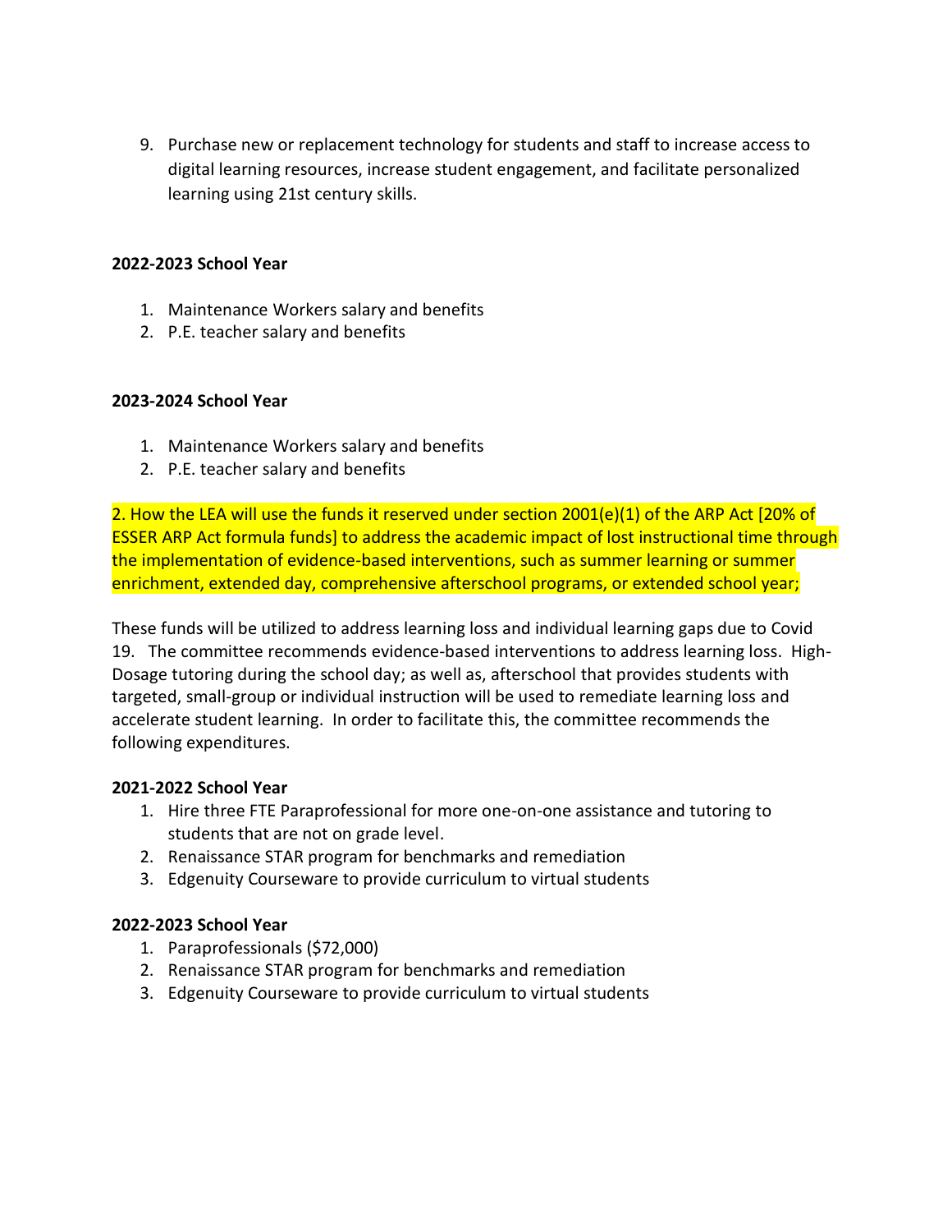9. Purchase new or replacement technology for students and staff to increase access to digital learning resources, increase student engagement, and facilitate personalized learning using 21st century skills.

**2022-2023 School Year**

1. Maintenance Workers salary and benefits
2. P.E. teacher salary and benefits

**2023-2024 School Year**

1. Maintenance Workers salary and benefits
2. P.E. teacher salary and benefits

2. How the LEA will use the funds it reserved under section 2001(e)(1) of the ARP Act [20% of ESSER ARP Act formula funds] to address the academic impact of lost instructional time through the implementation of evidence-based interventions, such as summer learning or summer enrichment, extended day, comprehensive afterschool programs, or extended school year;

These funds will be utilized to address learning loss and individual learning gaps due to Covid 19. The committee recommends evidence-based interventions to address learning loss. High-Dosage tutoring during the school day; as well as, afterschool that provides students with targeted, small-group or individual instruction will be used to remediate learning loss and accelerate student learning. In order to facilitate this, the committee recommends the following expenditures.

**2021-2022 School Year**

1. Hire three FTE Paraprofessional for more one-on-one assistance and tutoring to students that are not on grade level.
2. Renaissance STAR program for benchmarks and remediation
3. Edgenuity Courseware to provide curriculum to virtual students

**2022-2023 School Year**

1. Paraprofessionals ($72,000)
2. Renaissance STAR program for benchmarks and remediation
3. Edgenuity Courseware to provide curriculum to virtual students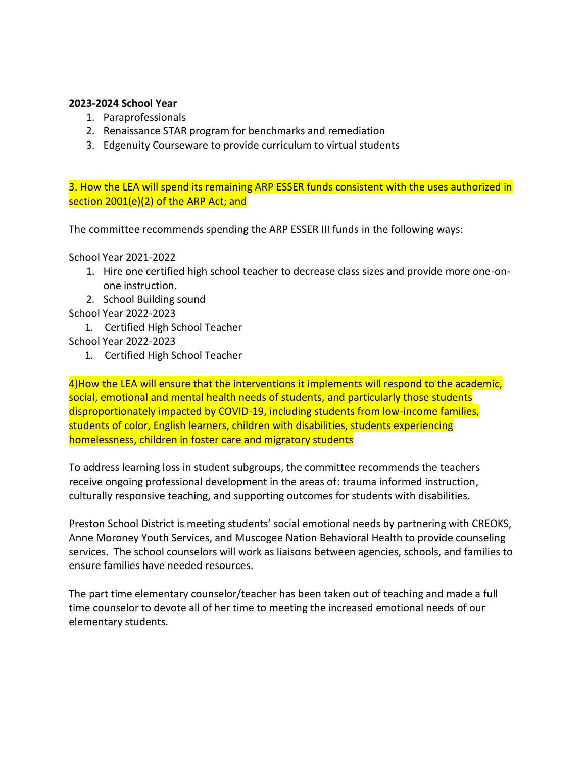**2023-2024 School Year**

1. Paraprofessionals
2. Renaissance STAR program for benchmarks and remediation
3. Edgenuity Courseware to provide curriculum to virtual students

3. How the LEA will spend its remaining ARP ESSER funds consistent with the uses authorized in section 2001(e)(2) of the ARP Act; and

The committee recommends spending the ARP ESSER III funds in the following ways:

School Year 2021-2022

1. Hire one certified high school teacher to decrease class sizes and provide more one-on-one instruction.
2. School Building sound

School Year 2022-2023

1. Certified High School Teacher

School Year 2022-2023

1. Certified High School Teacher

4)How the LEA will ensure that the interventions it implements will respond to the academic, social, emotional and mental health needs of students, and particularly those students disproportionately impacted by COVID-19, including students from low-income families, students of color, English learners, children with disabilities, students experiencing homelessness, children in foster care and migratory students

To address learning loss in student subgroups, the committee recommends the teachers receive ongoing professional development in the areas of: trauma informed instruction, culturally responsive teaching, and supporting outcomes for students with disabilities.

Preston School District is meeting students' social emotional needs by partnering with CREOKS, Anne Moroney Youth Services, and Muscogee Nation Behavioral Health to provide counseling services. The school counselors will work as liaisons between agencies, schools, and families to ensure families have needed resources.

The part time elementary counselor/teacher has been taken out of teaching and made a full time counselor to devote all of her time to meeting the increased emotional needs of our elementary students.